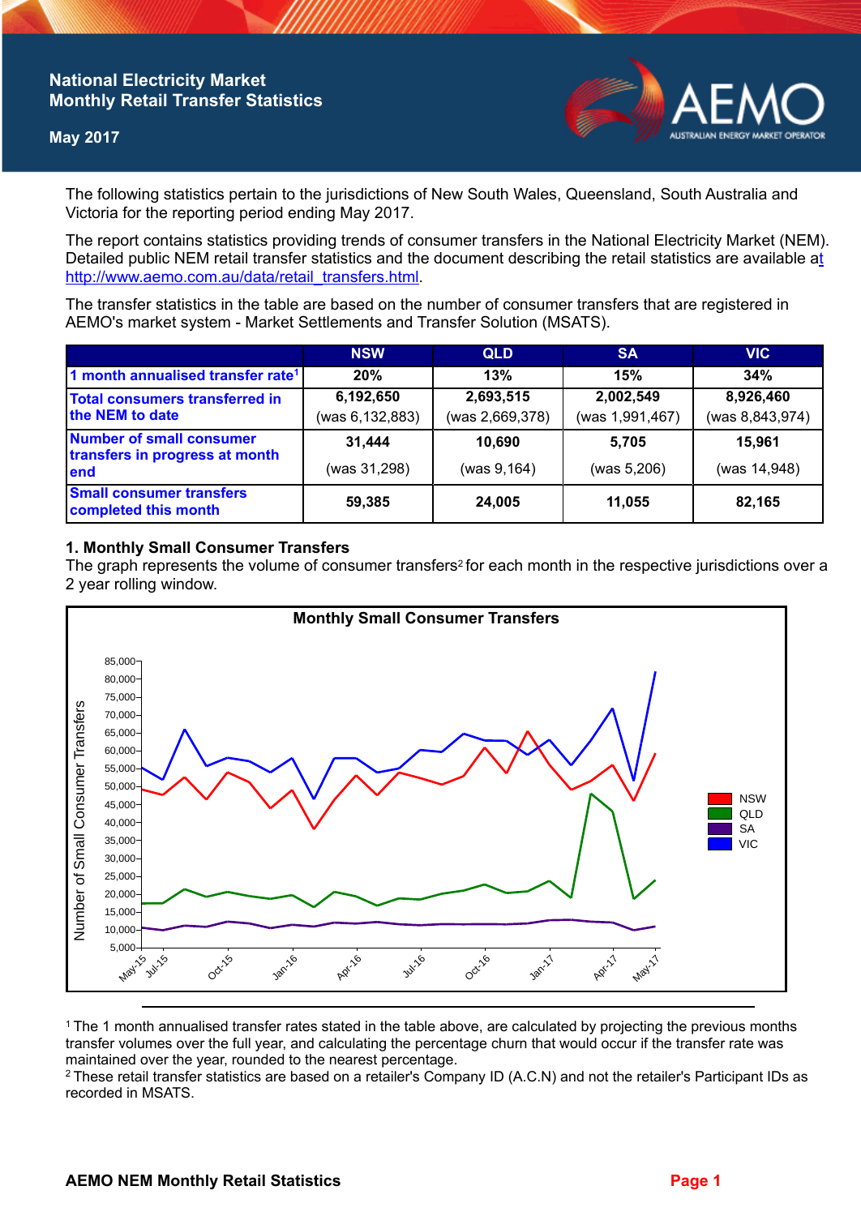# National Electricity Market Monthly Retail Transfer Statistics

**May 2017**

The following statistics pertain to the jurisdictions of New South Wales, Queensland, South Australia and Victoria for the reporting period ending May 2017.

The report contains statistics providing trends of consumer transfers in the National Electricity Market (NEM). Detailed public NEM retail transfer statistics and the document describing the retail statistics are available at http://www.aemo.com.au/data/retail_transfers.html.

The transfer statistics in the table are based on the number of consumer transfers that are registered in AEMO's market system - Market Settlements and Transfer Solution (MSATS).

| | NSW | QLD | SA | VIC |
|---|---|---|---|---|
| 1 month annualised transfer rate[1] | 20% | 13% | 15% | 34% |
| Total consumers transferred in the NEM to date | 6,192,650 (was 6,132,883) | 2,693,515 (was 2,669,378) | 2,002,549 (was 1,991,467) | 8,926,460 (was 8,843,974) |
| Number of small consumer transfers in progress at month end | 31,444 (was 31,298) | 10,690 (was 9,164) | 5,705 (was 5,206) | 15,961 (was 14,948) |
| Small consumer transfers completed this month | 59,385 | 24,005 | 11,055 | 82,165 |

## 1. Monthly Small Consumer Transfers

The graph represents the volume of consumer transfers[2] for each month in the respective jurisdictions over a 2 year rolling window.

[1] The 1 month annualised transfer rates stated in the table above, are calculated by projecting the previous months transfer volumes over the full year, and calculating the percentage churn that would occur if the transfer rate was maintained over the year, rounded to the nearest percentage.

[2] These retail transfer statistics are based on a retailer's Company ID (A.C.N) and not the retailer's Participant IDs as recorded in MSATS.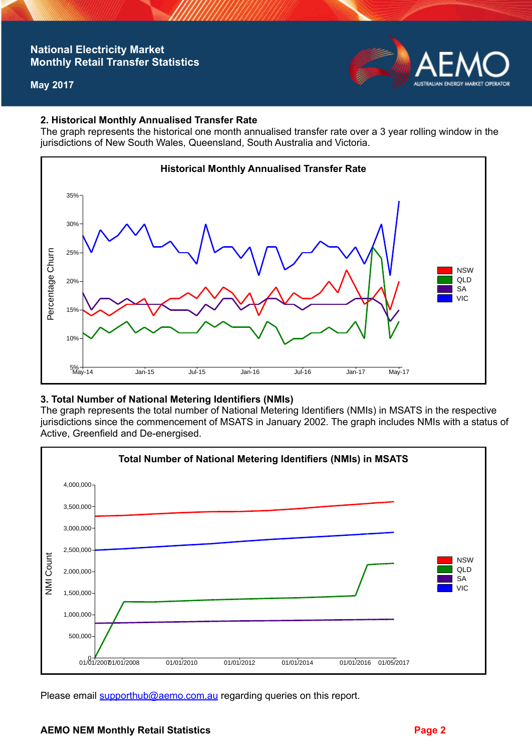## 2. Historical Monthly Annualised Transfer Rate

The graph represents the historical one month annualised transfer rate over a 3 year rolling window in the jurisdictions of New South Wales, Queensland, South Australia and Victoria.

**Historical Monthly Annualised Transfer Rate**

Percentage Churn

35%
30%
25%
20%
15%
10%
5%

May-14
Jan-15
Jul-15
Jan-16
Jul-16
Jan-17
May-17

NSW
QLD
SA
VIC

## 3. Total Number of National Metering Identifiers (NMIs)

The graph represents the total number of National Metering Identifiers (NMIs) in MSATS in the respective jurisdictions since the commencement of MSATS in January 2002. The graph includes NMIs with a status of Active, Greenfield and De-energised.

**Total Number of National Metering Identifiers (NMIs) in MSATS**

NMI Count

4,000,000
3,500,000
3,000,000
2,500,000
2,000,000
1,500,000
1,000,000
500,000
0

01/01/2007
01/01/2008
01/01/2010
01/01/2012
01/01/2014
01/01/2016
01/05/2017

NSW
QLD
SA
VIC

Please email supporthub@aemo.com.au regarding queries on this report.